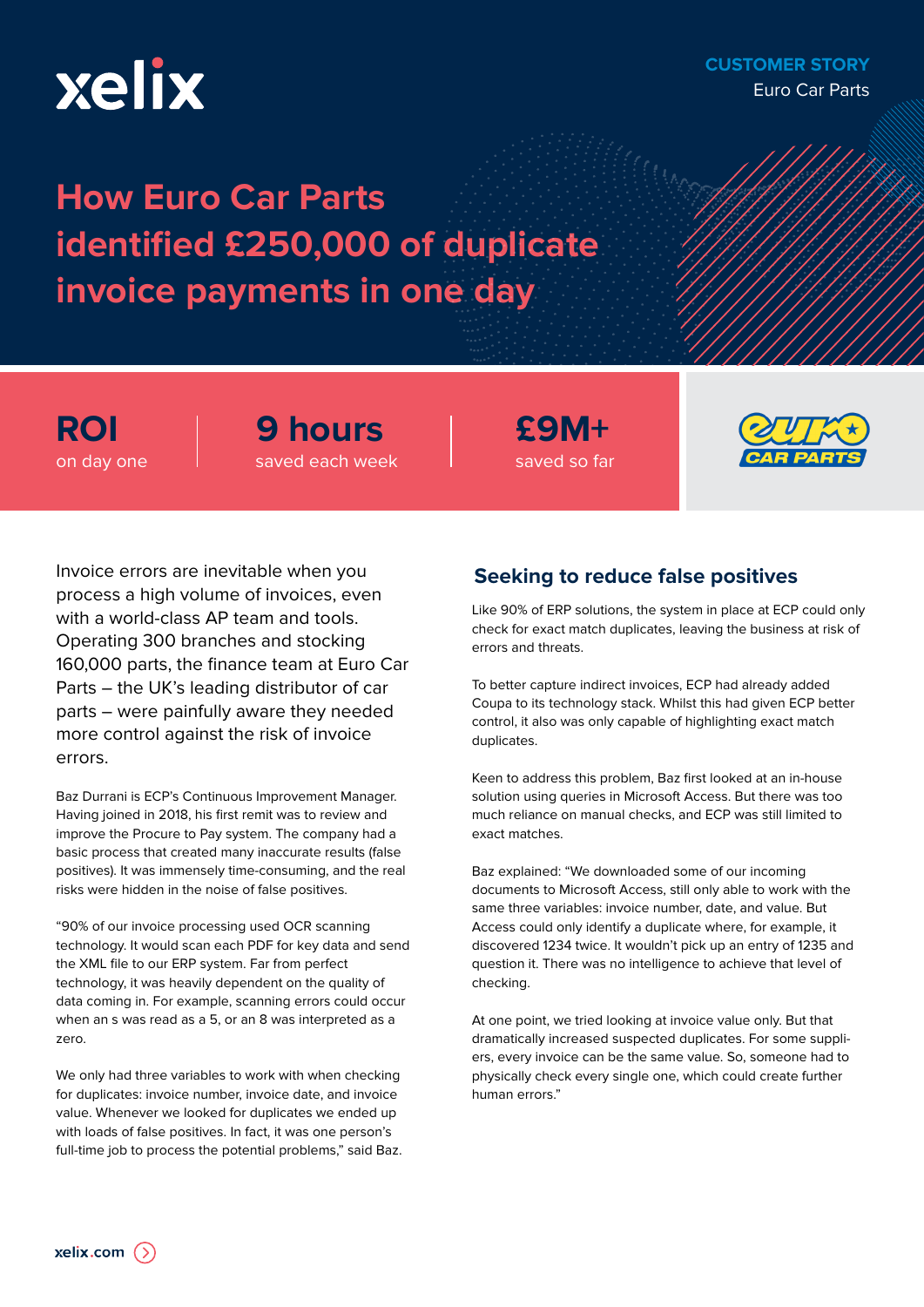xelix

**CUSTOMER STORY**
Euro Car Parts

# How Euro Car Parts identified £250,000 of duplicate invoice payments in one day

**ROI**
on day one

**9 hours**
saved each week

**£9M+**
saved so far

Invoice errors are inevitable when you process a high volume of invoices, even with a world-class AP team and tools. Operating 300 branches and stocking 160,000 parts, the finance team at Euro Car Parts – the UK's leading distributor of car parts – were painfully aware they needed more control against the risk of invoice errors.

Baz Durrani is ECP's Continuous Improvement Manager. Having joined in 2018, his first remit was to review and improve the Procure to Pay system. The company had a basic process that created many inaccurate results (false positives). It was immensely time-consuming, and the real risks were hidden in the noise of false positives.

"90% of our invoice processing used OCR scanning technology. It would scan each PDF for key data and send the XML file to our ERP system. Far from perfect technology, it was heavily dependent on the quality of data coming in. For example, scanning errors could occur when an s was read as a 5, or an 8 was interpreted as a zero.

We only had three variables to work with when checking for duplicates: invoice number, invoice date, and invoice value. Whenever we looked for duplicates we ended up with loads of false positives. In fact, it was one person's full-time job to process the potential problems," said Baz.

## Seeking to reduce false positives

Like 90% of ERP solutions, the system in place at ECP could only check for exact match duplicates, leaving the business at risk of errors and threats.

To better capture indirect invoices, ECP had already added Coupa to its technology stack. Whilst this had given ECP better control, it also was only capable of highlighting exact match duplicates.

Keen to address this problem, Baz first looked at an in-house solution using queries in Microsoft Access. But there was too much reliance on manual checks, and ECP was still limited to exact matches.

Baz explained: "We downloaded some of our incoming documents to Microsoft Access, still only able to work with the same three variables: invoice number, date, and value. But Access could only identify a duplicate where, for example, it discovered 1234 twice. It wouldn't pick up an entry of 1235 and question it. There was no intelligence to achieve that level of checking.

At one point, we tried looking at invoice value only. But that dramatically increased suspected duplicates. For some suppliers, every invoice can be the same value. So, someone had to physically check every single one, which could create further human errors."

xelix.com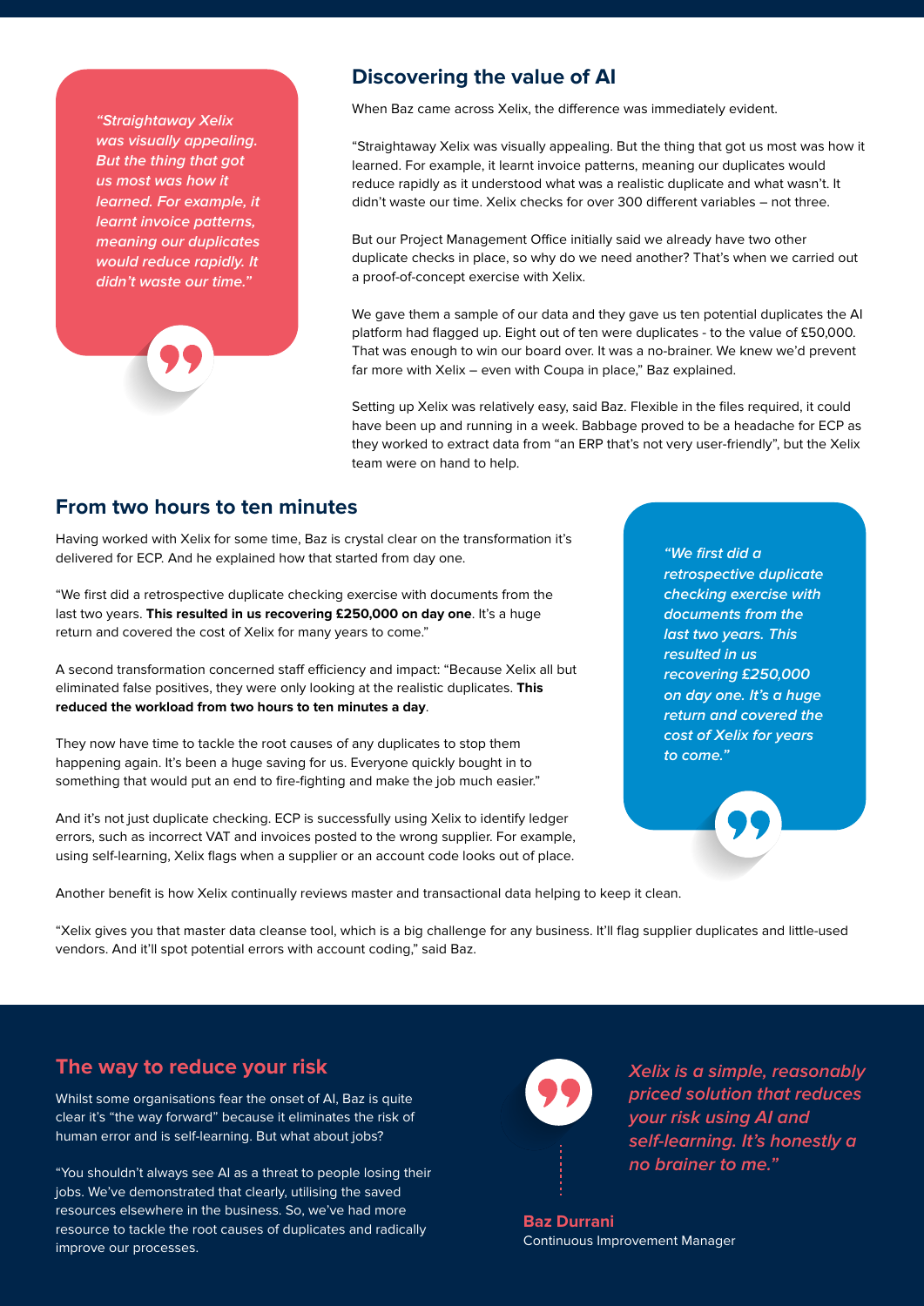> *"Straightaway Xelix was visually appealing. But the thing that got us most was how it learned. For example, it learnt invoice patterns, meaning our duplicates would reduce rapidly. It didn't waste our time."*

## Discovering the value of AI

When Baz came across Xelix, the difference was immediately evident.

"Straightaway Xelix was visually appealing. But the thing that got us most was how it learned. For example, it learnt invoice patterns, meaning our duplicates would reduce rapidly as it understood what was a realistic duplicate and what wasn't. It didn't waste our time. Xelix checks for over 300 different variables – not three.

But our Project Management Office initially said we already have two other duplicate checks in place, so why do we need another? That's when we carried out a proof-of-concept exercise with Xelix.

We gave them a sample of our data and they gave us ten potential duplicates the AI platform had flagged up. Eight out of ten were duplicates - to the value of £50,000. That was enough to win our board over. It was a no-brainer. We knew we'd prevent far more with Xelix – even with Coupa in place," Baz explained.

Setting up Xelix was relatively easy, said Baz. Flexible in the files required, it could have been up and running in a week. Babbage proved to be a headache for ECP as they worked to extract data from "an ERP that's not very user-friendly", but the Xelix team were on hand to help.

## From two hours to ten minutes

Having worked with Xelix for some time, Baz is crystal clear on the transformation it's delivered for ECP. And he explained how that started from day one.

"We first did a retrospective duplicate checking exercise with documents from the last two years. **This resulted in us recovering £250,000 on day one**. It's a huge return and covered the cost of Xelix for many years to come."

A second transformation concerned staff efficiency and impact: "Because Xelix all but eliminated false positives, they were only looking at the realistic duplicates. **This reduced the workload from two hours to ten minutes a day**.

They now have time to tackle the root causes of any duplicates to stop them happening again. It's been a huge saving for us. Everyone quickly bought in to something that would put an end to fire-fighting and make the job much easier."

And it's not just duplicate checking. ECP is successfully using Xelix to identify ledger errors, such as incorrect VAT and invoices posted to the wrong supplier. For example, using self-learning, Xelix flags when a supplier or an account code looks out of place.

> *"We first did a retrospective duplicate checking exercise with documents from the last two years. This resulted in us recovering £250,000 on day one. It's a huge return and covered the cost of Xelix for years to come."*

Another benefit is how Xelix continually reviews master and transactional data helping to keep it clean.

"Xelix gives you that master data cleanse tool, which is a big challenge for any business. It'll flag supplier duplicates and little-used vendors. And it'll spot potential errors with account coding," said Baz.

## The way to reduce your risk

Whilst some organisations fear the onset of AI, Baz is quite clear it's "the way forward" because it eliminates the risk of human error and is self-learning. But what about jobs?

"You shouldn't always see AI as a threat to people losing their jobs. We've demonstrated that clearly, utilising the saved resources elsewhere in the business. So, we've had more resource to tackle the root causes of duplicates and radically improve our processes.

> *Xelix is a simple, reasonably priced solution that reduces your risk using AI and self-learning. It's honestly a no brainer to me."*

**Baz Durrani**
Continuous Improvement Manager